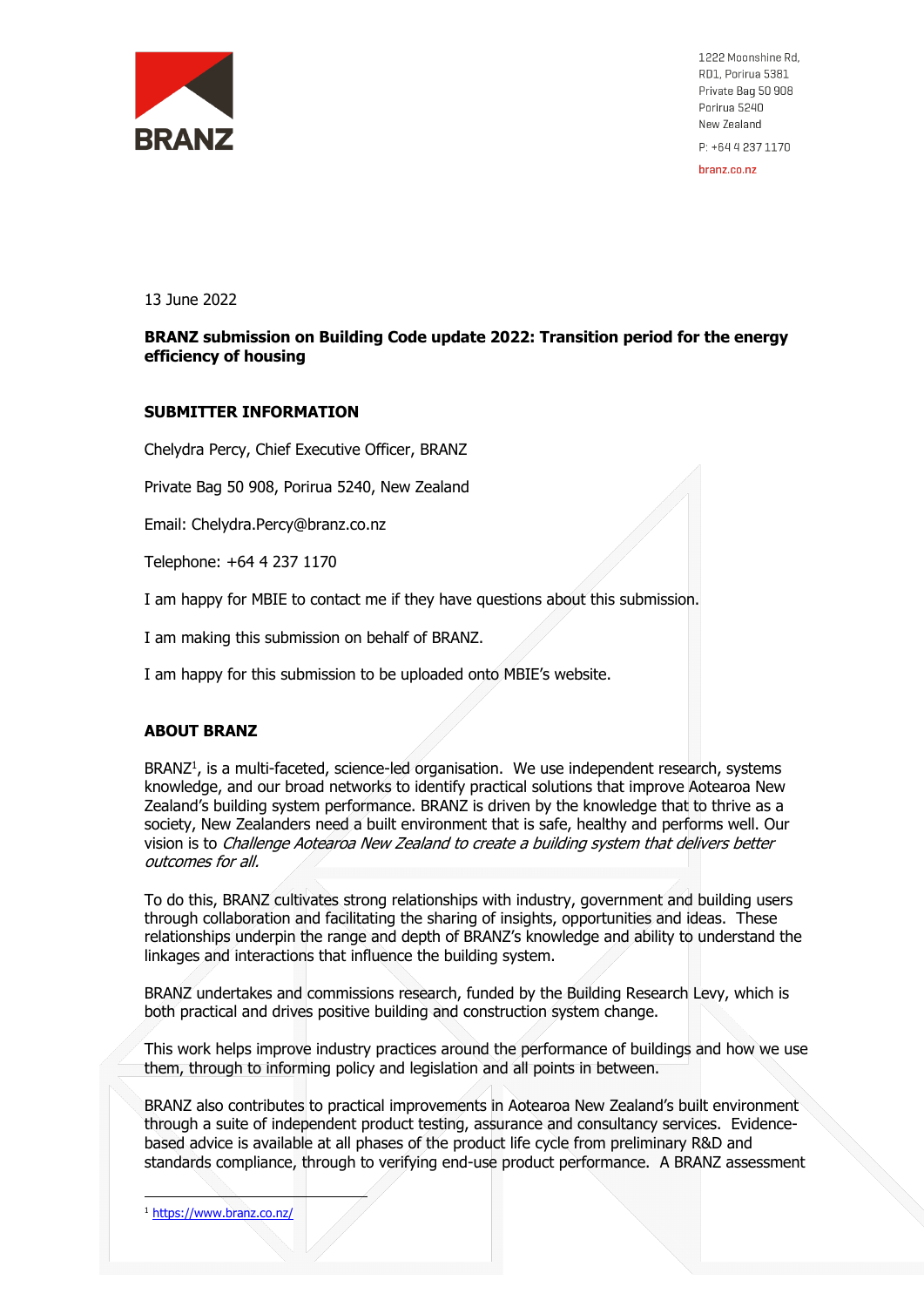1222 Moonshine Rd,
RD1, Porirua 5381
Private Bag 50 908
Porirua 5240
New Zealand

P: +64 4 237 1170

branz.co.nz

13 June 2022

**BRANZ submission on Building Code update 2022: Transition period for the energy efficiency of housing**

## SUBMITTER INFORMATION

Chelydra Percy, Chief Executive Officer, BRANZ

Private Bag 50 908, Porirua 5240, New Zealand

Email: Chelydra.Percy@branz.co.nz

Telephone: +64 4 237 1170

I am happy for MBIE to contact me if they have questions about this submission.

I am making this submission on behalf of BRANZ.

I am happy for this submission to be uploaded onto MBIE's website.

## ABOUT BRANZ

BRANZ[1], is a multi-faceted, science-led organisation. We use independent research, systems knowledge, and our broad networks to identify practical solutions that improve Aotearoa New Zealand's building system performance. BRANZ is driven by the knowledge that to thrive as a society, New Zealanders need a built environment that is safe, healthy and performs well. Our vision is to *Challenge Aotearoa New Zealand to create a building system that delivers better outcomes for all.*

To do this, BRANZ cultivates strong relationships with industry, government and building users through collaboration and facilitating the sharing of insights, opportunities and ideas. These relationships underpin the range and depth of BRANZ's knowledge and ability to understand the linkages and interactions that influence the building system.

BRANZ undertakes and commissions research, funded by the Building Research Levy, which is both practical and drives positive building and construction system change.

This work helps improve industry practices around the performance of buildings and how we use them, through to informing policy and legislation and all points in between.

BRANZ also contributes to practical improvements in Aotearoa New Zealand's built environment through a suite of independent product testing, assurance and consultancy services. Evidence-based advice is available at all phases of the product life cycle from preliminary R&D and standards compliance, through to verifying end-use product performance. A BRANZ assessment

[1] https://www.branz.co.nz/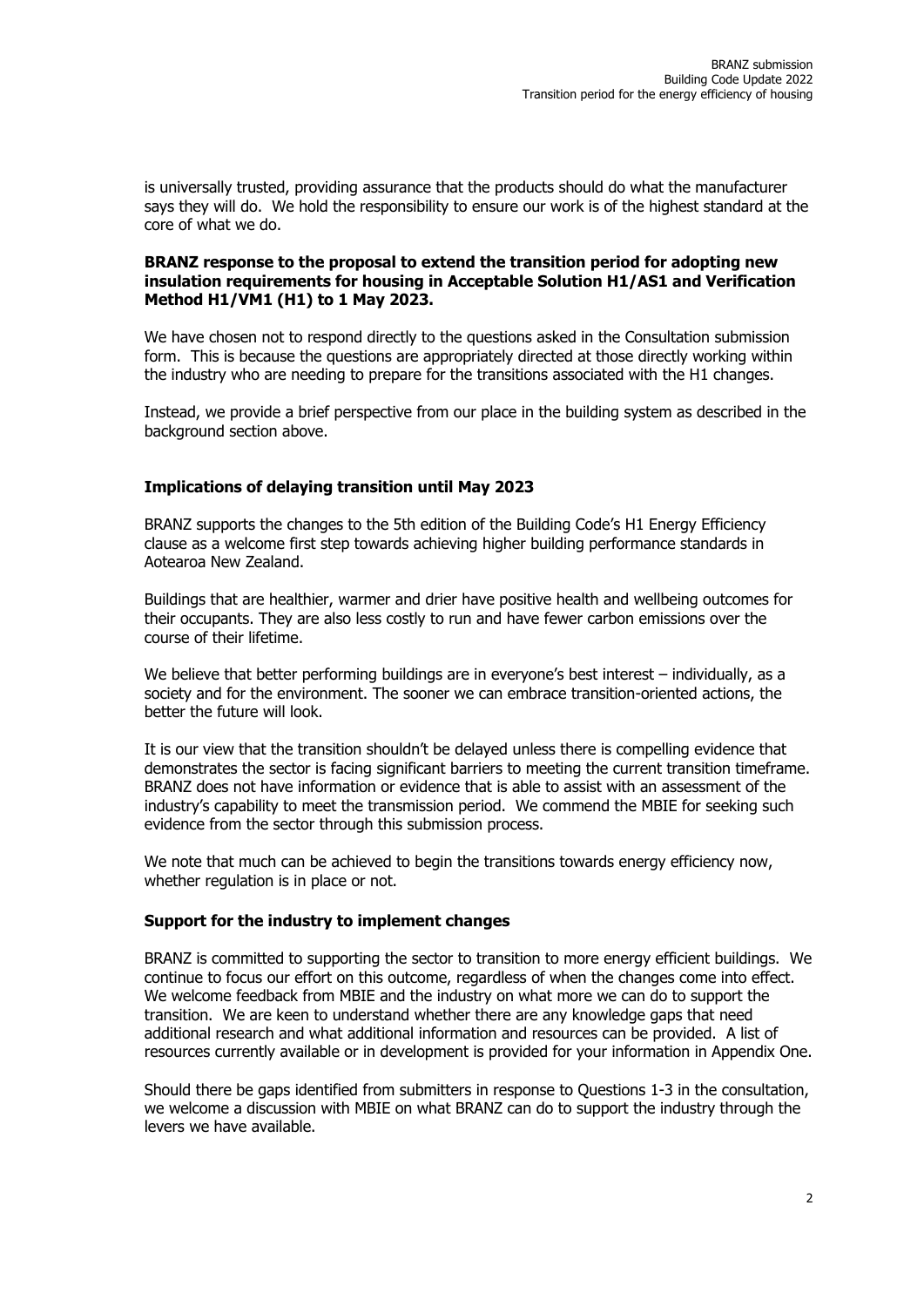is universally trusted, providing assurance that the products should do what the manufacturer says they will do. We hold the responsibility to ensure our work is of the highest standard at the core of what we do.

**BRANZ response to the proposal to extend the transition period for adopting new insulation requirements for housing in Acceptable Solution H1/AS1 and Verification Method H1/VM1 (H1) to 1 May 2023.**

We have chosen not to respond directly to the questions asked in the Consultation submission form. This is because the questions are appropriately directed at those directly working within the industry who are needing to prepare for the transitions associated with the H1 changes.

Instead, we provide a brief perspective from our place in the building system as described in the background section above.

**Implications of delaying transition until May 2023**

BRANZ supports the changes to the 5th edition of the Building Code's H1 Energy Efficiency clause as a welcome first step towards achieving higher building performance standards in Aotearoa New Zealand.

Buildings that are healthier, warmer and drier have positive health and wellbeing outcomes for their occupants. They are also less costly to run and have fewer carbon emissions over the course of their lifetime.

We believe that better performing buildings are in everyone's best interest – individually, as a society and for the environment. The sooner we can embrace transition-oriented actions, the better the future will look.

It is our view that the transition shouldn't be delayed unless there is compelling evidence that demonstrates the sector is facing significant barriers to meeting the current transition timeframe. BRANZ does not have information or evidence that is able to assist with an assessment of the industry's capability to meet the transmission period. We commend the MBIE for seeking such evidence from the sector through this submission process.

We note that much can be achieved to begin the transitions towards energy efficiency now, whether regulation is in place or not.

**Support for the industry to implement changes**

BRANZ is committed to supporting the sector to transition to more energy efficient buildings. We continue to focus our effort on this outcome, regardless of when the changes come into effect. We welcome feedback from MBIE and the industry on what more we can do to support the transition. We are keen to understand whether there are any knowledge gaps that need additional research and what additional information and resources can be provided. A list of resources currently available or in development is provided for your information in Appendix One.

Should there be gaps identified from submitters in response to Questions 1-3 in the consultation, we welcome a discussion with MBIE on what BRANZ can do to support the industry through the levers we have available.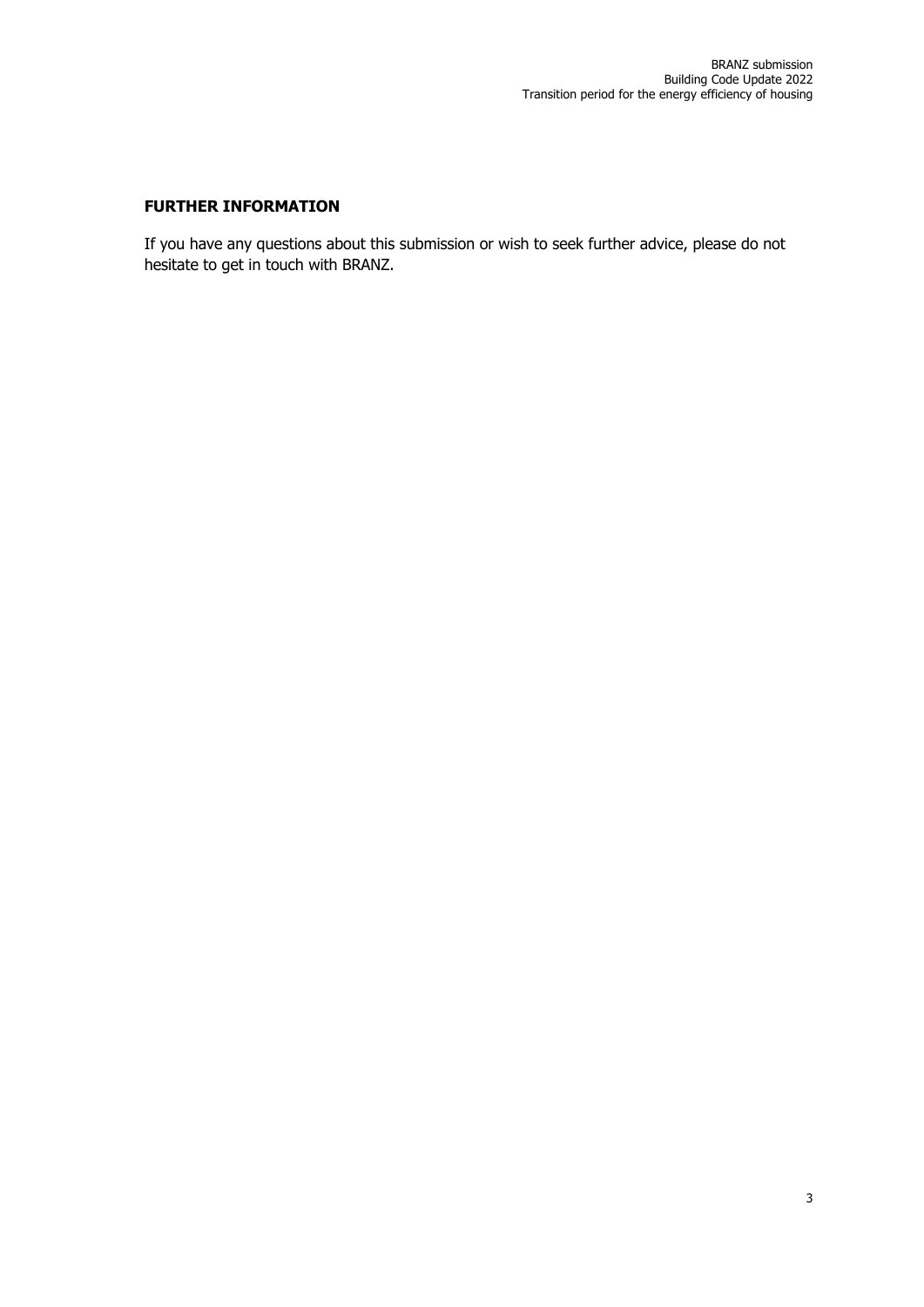## FURTHER INFORMATION

If you have any questions about this submission or wish to seek further advice, please do not hesitate to get in touch with BRANZ.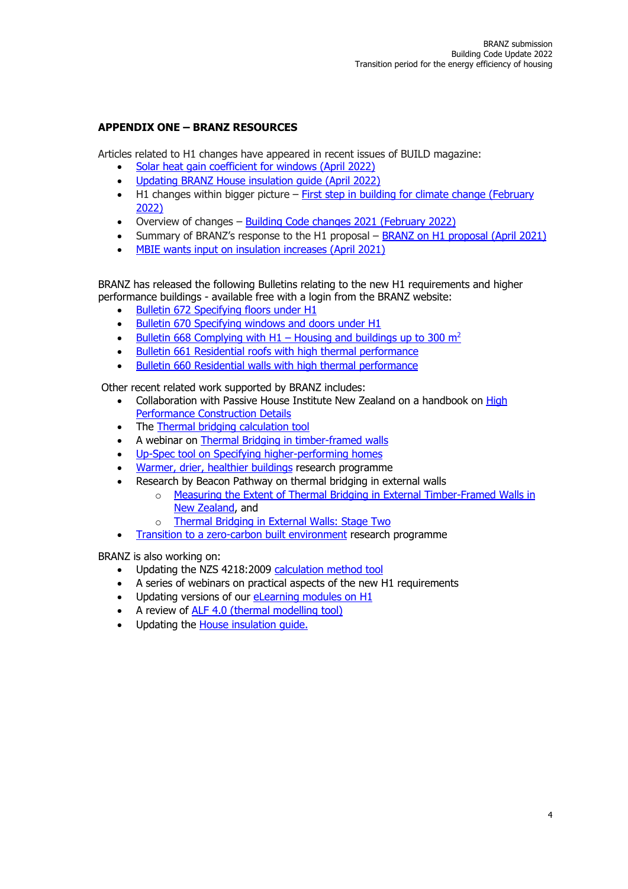### APPENDIX ONE – BRANZ RESOURCES

Articles related to H1 changes have appeared in recent issues of BUILD magazine:

- Solar heat gain coefficient for windows (April 2022)
- Updating BRANZ House insulation guide (April 2022)
- H1 changes within bigger picture – First step in building for climate change (February 2022)
- Overview of changes – Building Code changes 2021 (February 2022)
- Summary of BRANZ's response to the H1 proposal – BRANZ on H1 proposal (April 2021)
- MBIE wants input on insulation increases (April 2021)

BRANZ has released the following Bulletins relating to the new H1 requirements and higher performance buildings - available free with a login from the BRANZ website:

- Bulletin 672 Specifying floors under H1
- Bulletin 670 Specifying windows and doors under H1
- Bulletin 668 Complying with H1 – Housing and buildings up to 300 $m^2$
- Bulletin 661 Residential roofs with high thermal performance
- Bulletin 660 Residential walls with high thermal performance

Other recent related work supported by BRANZ includes:

- Collaboration with Passive House Institute New Zealand on a handbook on High Performance Construction Details
- The Thermal bridging calculation tool
- A webinar on Thermal Bridging in timber-framed walls
- Up-Spec tool on Specifying higher-performing homes
- Warmer, drier, healthier buildings research programme
- Research by Beacon Pathway on thermal bridging in external walls
  - Measuring the Extent of Thermal Bridging in External Timber-Framed Walls in New Zealand, and
  - Thermal Bridging in External Walls: Stage Two
- Transition to a zero-carbon built environment research programme

BRANZ is also working on:

- Updating the NZS 4218:2009 calculation method tool
- A series of webinars on practical aspects of the new H1 requirements
- Updating versions of our eLearning modules on H1
- A review of ALF 4.0 (thermal modelling tool)
- Updating the House insulation guide.